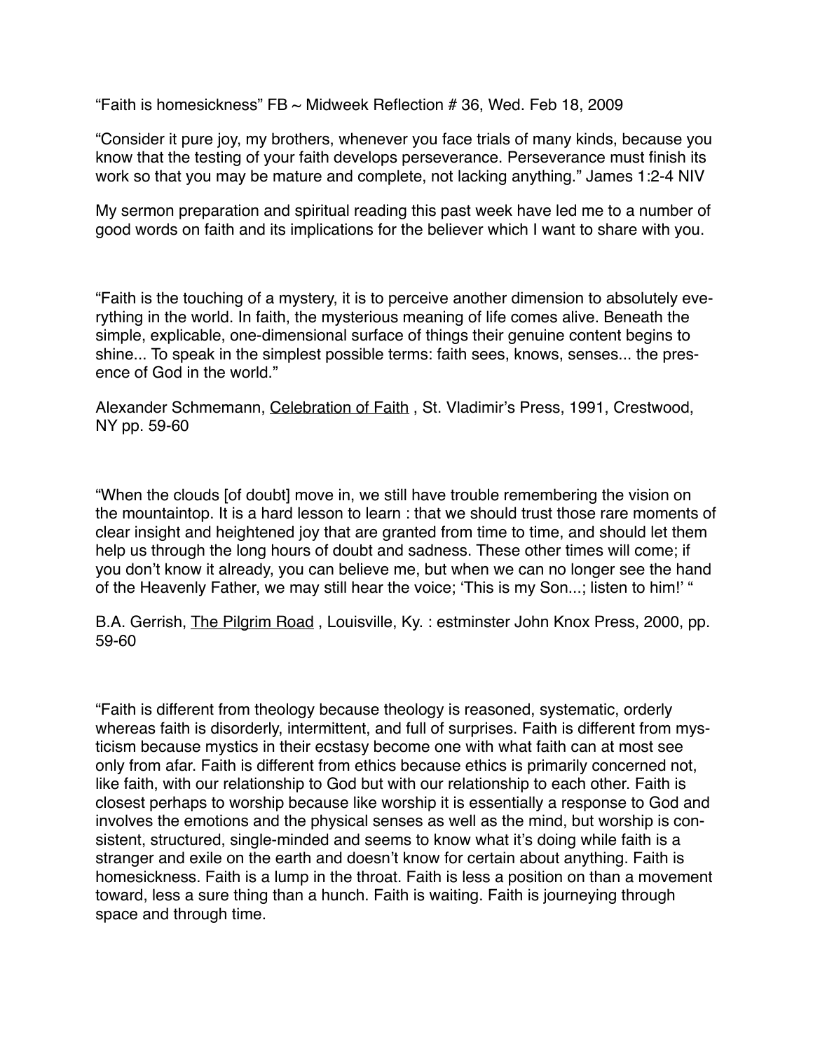“Faith is homesickness” FB ~ Midweek Reflection # 36, Wed. Feb 18, 2009

“Consider it pure joy, my brothers, whenever you face trials of many kinds, because you know that the testing of your faith develops perseverance. Perseverance must finish its work so that you may be mature and complete, not lacking anything.” James 1:2-4 NIV

My sermon preparation and spiritual reading this past week have led me to a number of good words on faith and its implications for the believer which I want to share with you.

“Faith is the touching of a mystery, it is to perceive another dimension to absolutely everything in the world. In faith, the mysterious meaning of life comes alive. Beneath the simple, explicable, one-dimensional surface of things their genuine content begins to shine... To speak in the simplest possible terms: faith sees, knows, senses... the presence of God in the world.”

Alexander Schmemann, Celebration of Faith , St. Vladimir’s Press, 1991, Crestwood, NY pp. 59-60

“When the clouds [of doubt] move in, we still have trouble remembering the vision on the mountaintop. It is a hard lesson to learn : that we should trust those rare moments of clear insight and heightened joy that are granted from time to time, and should let them help us through the long hours of doubt and sadness. These other times will come; if you don’t know it already, you can believe me, but when we can no longer see the hand of the Heavenly Father, we may still hear the voice; ‘This is my Son...; listen to him!’ “

B.A. Gerrish, The Pilgrim Road , Louisville, Ky. : estminster John Knox Press, 2000, pp. 59-60

“Faith is different from theology because theology is reasoned, systematic, orderly whereas faith is disorderly, intermittent, and full of surprises. Faith is different from mysticism because mystics in their ecstasy become one with what faith can at most see only from afar. Faith is different from ethics because ethics is primarily concerned not, like faith, with our relationship to God but with our relationship to each other. Faith is closest perhaps to worship because like worship it is essentially a response to God and involves the emotions and the physical senses as well as the mind, but worship is consistent, structured, single-minded and seems to know what it’s doing while faith is a stranger and exile on the earth and doesn’t know for certain about anything. Faith is homesickness. Faith is a lump in the throat. Faith is less a position on than a movement toward, less a sure thing than a hunch. Faith is waiting. Faith is journeying through space and through time.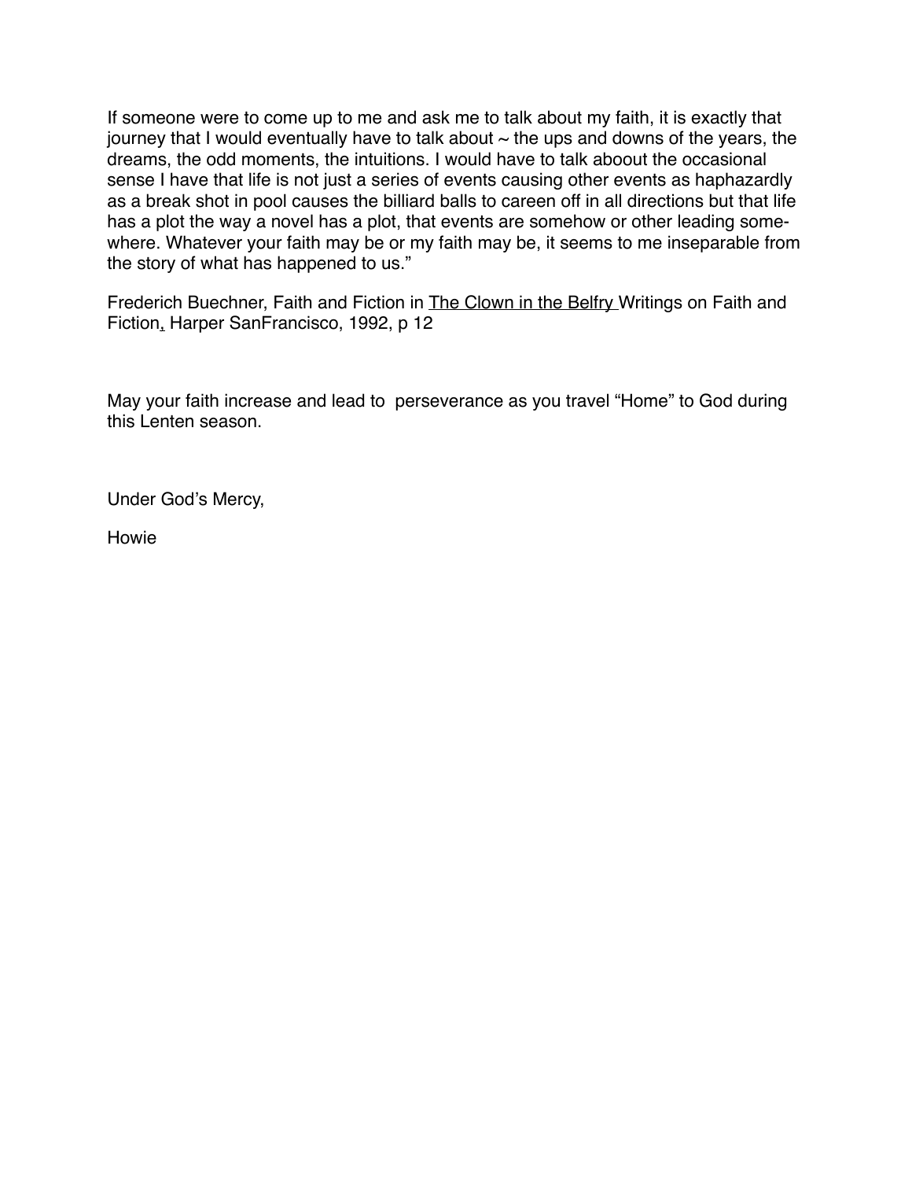If someone were to come up to me and ask me to talk about my faith, it is exactly that journey that I would eventually have to talk about ~ the ups and downs of the years, the dreams, the odd moments, the intuitions. I would have to talk aboout the occasional sense I have that life is not just a series of events causing other events as haphazardly as a break shot in pool causes the billiard balls to careen off in all directions but that life has a plot the way a novel has a plot, that events are somehow or other leading somewhere. Whatever your faith may be or my faith may be, it seems to me inseparable from the story of what has happened to us."

Frederich Buechner, Faith and Fiction in The Clown in the Belfry Writings on Faith and Fiction, Harper SanFrancisco, 1992, p 12

May your faith increase and lead to perseverance as you travel "Home" to God during this Lenten season.

Under God's Mercy,

Howie